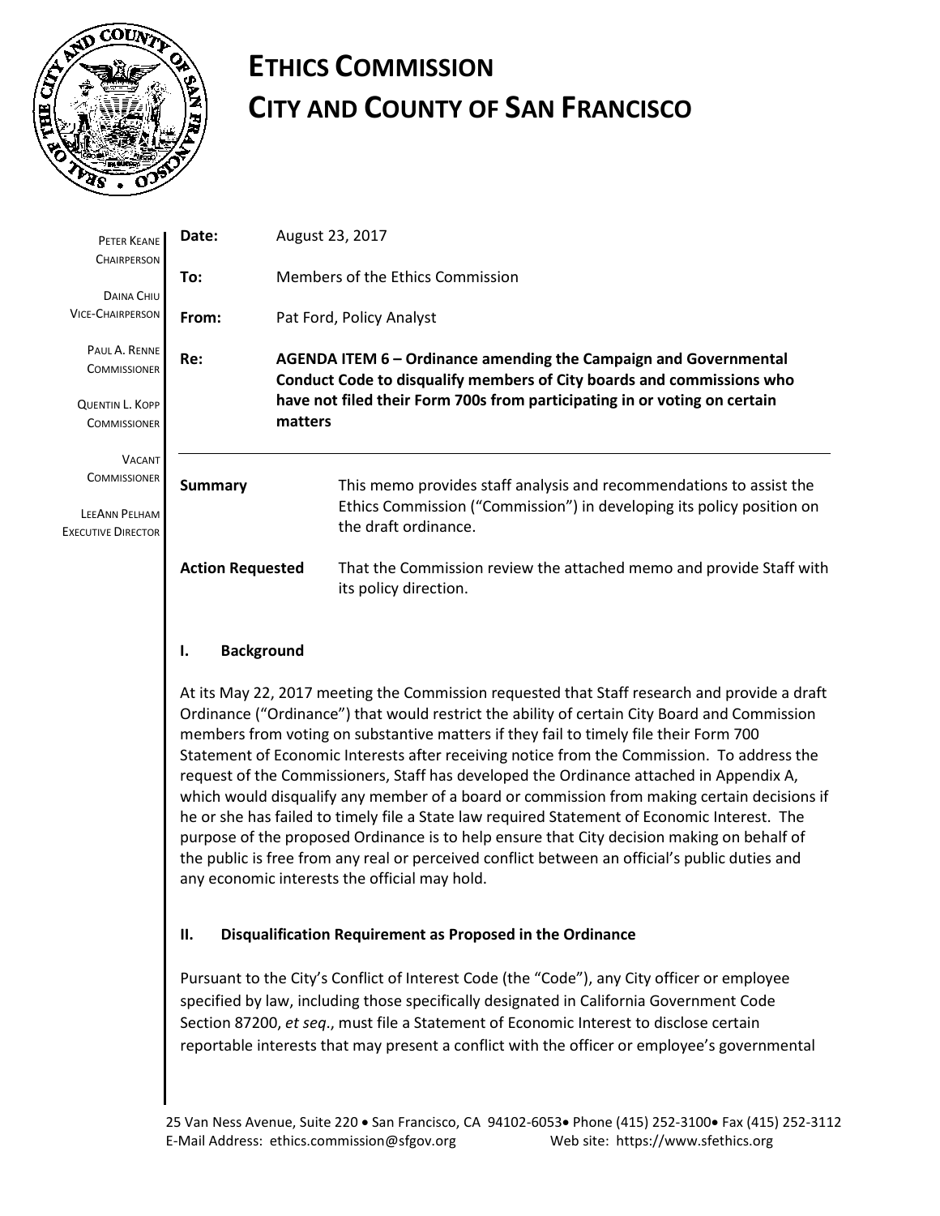# ETHICS COMMISSION
# CITY AND COUNTY OF SAN FRANCISCO

PETER KEANE
CHAIRPERSON

DAINA CHIU
VICE-CHAIRPERSON

PAUL A. RENNE
COMMISSIONER

QUENTIN L. KOPP
COMMISSIONER

VACANT
COMMISSIONER

LEEANN PELHAM
EXECUTIVE DIRECTOR

**Date:** August 23, 2017

**To:** Members of the Ethics Commission

**From:** Pat Ford, Policy Analyst

**Re:** **AGENDA ITEM 6 – Ordinance amending the Campaign and Governmental Conduct Code to disqualify members of City boards and commissions who have not filed their Form 700s from participating in or voting on certain matters**

---

**Summary** This memo provides staff analysis and recommendations to assist the Ethics Commission ("Commission") in developing its policy position on the draft ordinance.

**Action Requested** That the Commission review the attached memo and provide Staff with its policy direction.

## I. Background

At its May 22, 2017 meeting the Commission requested that Staff research and provide a draft Ordinance ("Ordinance") that would restrict the ability of certain City Board and Commission members from voting on substantive matters if they fail to timely file their Form 700 Statement of Economic Interests after receiving notice from the Commission. To address the request of the Commissioners, Staff has developed the Ordinance attached in Appendix A, which would disqualify any member of a board or commission from making certain decisions if he or she has failed to timely file a State law required Statement of Economic Interest. The purpose of the proposed Ordinance is to help ensure that City decision making on behalf of the public is free from any real or perceived conflict between an official's public duties and any economic interests the official may hold.

## II. Disqualification Requirement as Proposed in the Ordinance

Pursuant to the City's Conflict of Interest Code (the "Code"), any City officer or employee specified by law, including those specifically designated in California Government Code Section 87200, *et seq*., must file a Statement of Economic Interest to disclose certain reportable interests that may present a conflict with the officer or employee's governmental

25 Van Ness Avenue, Suite 220 • San Francisco, CA 94102-6053 • Phone (415) 252-3100 • Fax (415) 252-3112
E-Mail Address: ethics.commission@sfgov.org Web site: https://www.sfethics.org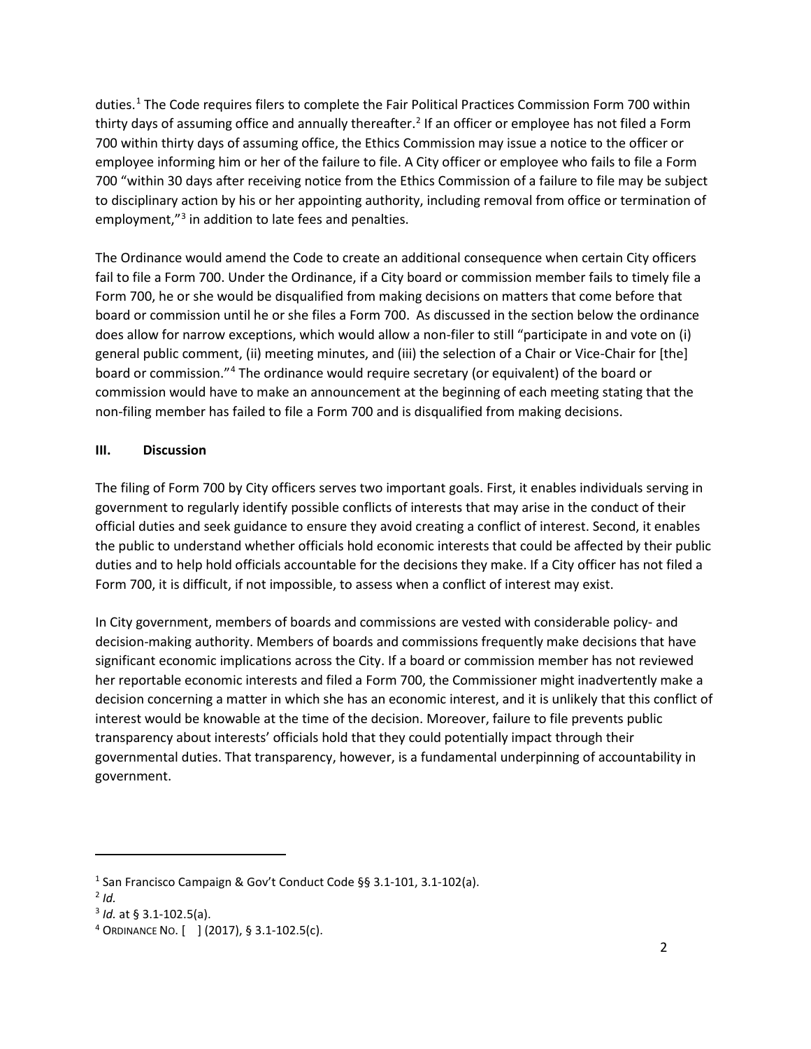duties.[1] The Code requires filers to complete the Fair Political Practices Commission Form 700 within thirty days of assuming office and annually thereafter.[2] If an officer or employee has not filed a Form 700 within thirty days of assuming office, the Ethics Commission may issue a notice to the officer or employee informing him or her of the failure to file. A City officer or employee who fails to file a Form 700 "within 30 days after receiving notice from the Ethics Commission of a failure to file may be subject to disciplinary action by his or her appointing authority, including removal from office or termination of employment,"[3] in addition to late fees and penalties.

The Ordinance would amend the Code to create an additional consequence when certain City officers fail to file a Form 700. Under the Ordinance, if a City board or commission member fails to timely file a Form 700, he or she would be disqualified from making decisions on matters that come before that board or commission until he or she files a Form 700. As discussed in the section below the ordinance does allow for narrow exceptions, which would allow a non-filer to still "participate in and vote on (i) general public comment, (ii) meeting minutes, and (iii) the selection of a Chair or Vice-Chair for [the] board or commission."[4] The ordinance would require secretary (or equivalent) of the board or commission would have to make an announcement at the beginning of each meeting stating that the non-filing member has failed to file a Form 700 and is disqualified from making decisions.

## III. Discussion

The filing of Form 700 by City officers serves two important goals. First, it enables individuals serving in government to regularly identify possible conflicts of interests that may arise in the conduct of their official duties and seek guidance to ensure they avoid creating a conflict of interest. Second, it enables the public to understand whether officials hold economic interests that could be affected by their public duties and to help hold officials accountable for the decisions they make. If a City officer has not filed a Form 700, it is difficult, if not impossible, to assess when a conflict of interest may exist.

In City government, members of boards and commissions are vested with considerable policy- and decision-making authority. Members of boards and commissions frequently make decisions that have significant economic implications across the City. If a board or commission member has not reviewed her reportable economic interests and filed a Form 700, the Commissioner might inadvertently make a decision concerning a matter in which she has an economic interest, and it is unlikely that this conflict of interest would be knowable at the time of the decision. Moreover, failure to file prevents public transparency about interests' officials hold that they could potentially impact through their governmental duties. That transparency, however, is a fundamental underpinning of accountability in government.

---

[1] San Francisco Campaign & Gov't Conduct Code §§ 3.1-101, 3.1-102(a).

[2] *Id.*

[3] *Id.* at § 3.1-102.5(a).

[4] ORDINANCE NO. [ ] (2017), § 3.1-102.5(c).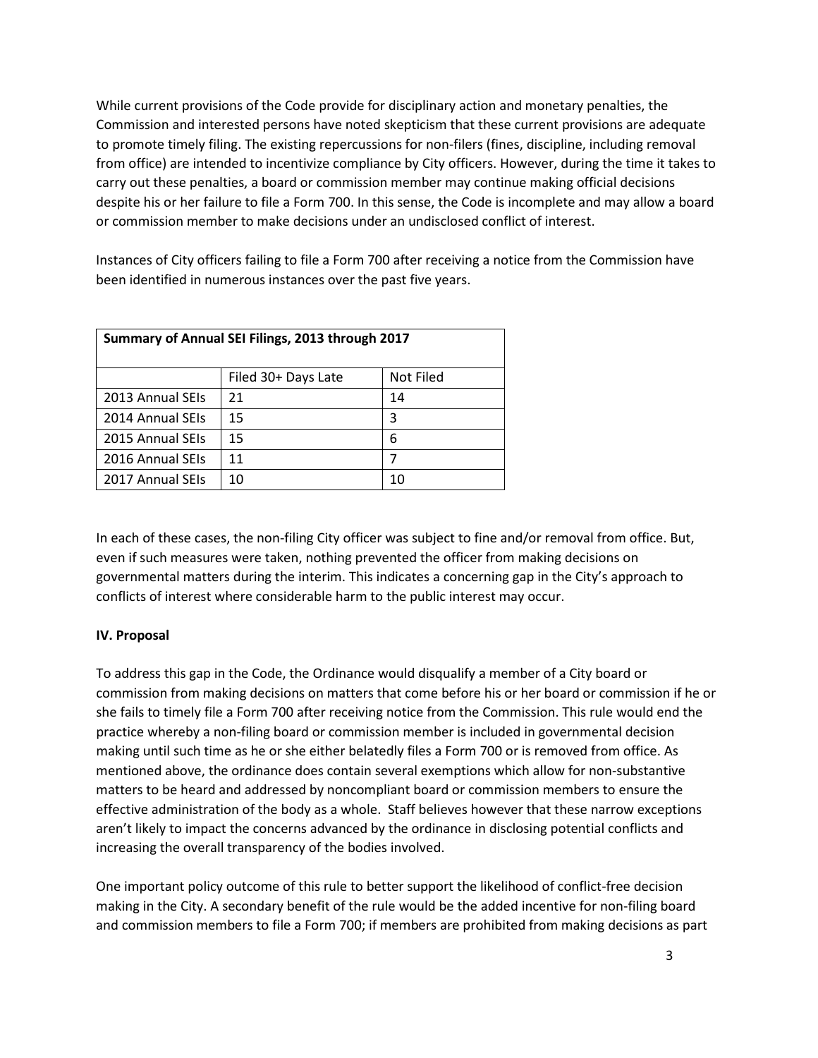While current provisions of the Code provide for disciplinary action and monetary penalties, the Commission and interested persons have noted skepticism that these current provisions are adequate to promote timely filing. The existing repercussions for non-filers (fines, discipline, including removal from office) are intended to incentivize compliance by City officers. However, during the time it takes to carry out these penalties, a board or commission member may continue making official decisions despite his or her failure to file a Form 700. In this sense, the Code is incomplete and may allow a board or commission member to make decisions under an undisclosed conflict of interest.

Instances of City officers failing to file a Form 700 after receiving a notice from the Commission have been identified in numerous instances over the past five years.

| **Summary of Annual SEI Filings, 2013 through 2017** | | |
|---|---|---|
| | Filed 30+ Days Late | Not Filed |
| 2013 Annual SEIs | 21 | 14 |
| 2014 Annual SEIs | 15 | 3 |
| 2015 Annual SEIs | 15 | 6 |
| 2016 Annual SEIs | 11 | 7 |
| 2017 Annual SEIs | 10 | 10 |

In each of these cases, the non-filing City officer was subject to fine and/or removal from office. But, even if such measures were taken, nothing prevented the officer from making decisions on governmental matters during the interim. This indicates a concerning gap in the City's approach to conflicts of interest where considerable harm to the public interest may occur.

**IV. Proposal**

To address this gap in the Code, the Ordinance would disqualify a member of a City board or commission from making decisions on matters that come before his or her board or commission if he or she fails to timely file a Form 700 after receiving notice from the Commission. This rule would end the practice whereby a non-filing board or commission member is included in governmental decision making until such time as he or she either belatedly files a Form 700 or is removed from office. As mentioned above, the ordinance does contain several exemptions which allow for non-substantive matters to be heard and addressed by noncompliant board or commission members to ensure the effective administration of the body as a whole. Staff believes however that these narrow exceptions aren't likely to impact the concerns advanced by the ordinance in disclosing potential conflicts and increasing the overall transparency of the bodies involved.

One important policy outcome of this rule to better support the likelihood of conflict-free decision making in the City. A secondary benefit of the rule would be the added incentive for non-filing board and commission members to file a Form 700; if members are prohibited from making decisions as part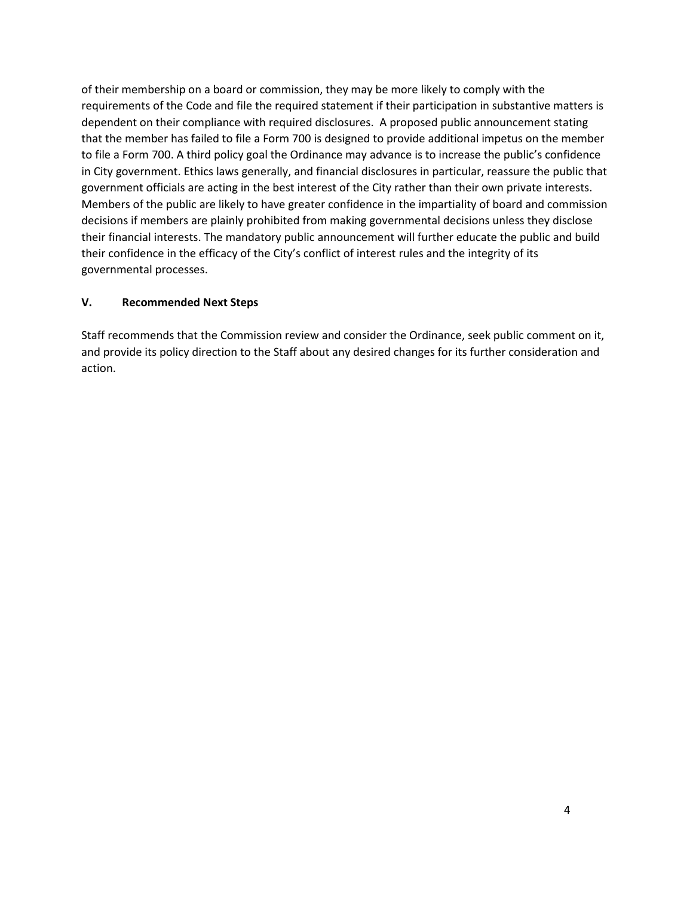of their membership on a board or commission, they may be more likely to comply with the requirements of the Code and file the required statement if their participation in substantive matters is dependent on their compliance with required disclosures.  A proposed public announcement stating that the member has failed to file a Form 700 is designed to provide additional impetus on the member to file a Form 700. A third policy goal the Ordinance may advance is to increase the public's confidence in City government. Ethics laws generally, and financial disclosures in particular, reassure the public that government officials are acting in the best interest of the City rather than their own private interests. Members of the public are likely to have greater confidence in the impartiality of board and commission decisions if members are plainly prohibited from making governmental decisions unless they disclose their financial interests. The mandatory public announcement will further educate the public and build their confidence in the efficacy of the City's conflict of interest rules and the integrity of its governmental processes.

## V. Recommended Next Steps

Staff recommends that the Commission review and consider the Ordinance, seek public comment on it, and provide its policy direction to the Staff about any desired changes for its further consideration and action.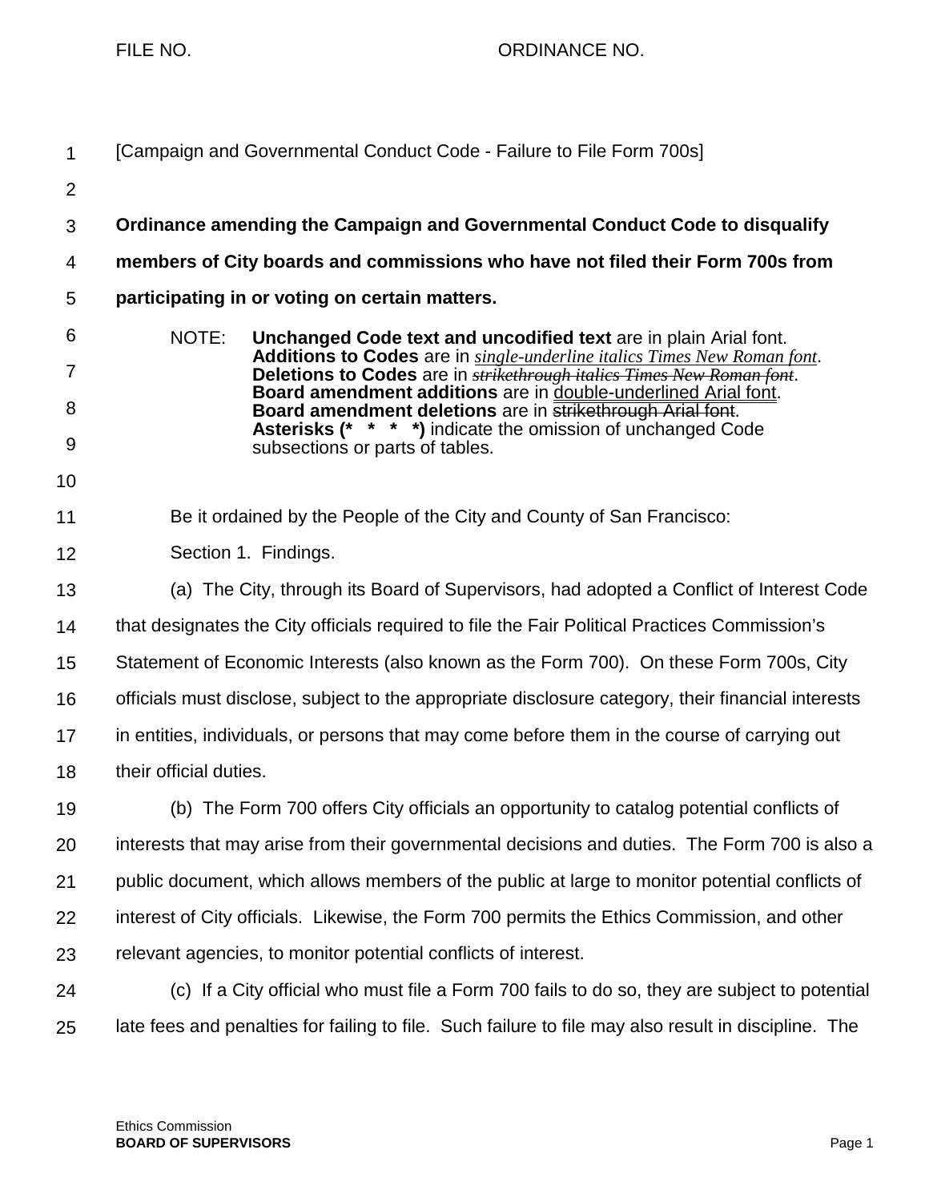FILE NO. ORDINANCE NO.

[Campaign and Governmental Conduct Code - Failure to File Form 700s]

**Ordinance amending the Campaign and Governmental Conduct Code to disqualify members of City boards and commissions who have not filed their Form 700s from participating in or voting on certain matters.**

NOTE: **Unchanged Code text and uncodified text** are in plain Arial font. **Additions to Codes** are in *single-underline italics Times New Roman font*. **Deletions to Codes** are in ~~*strikethrough italics Times New Roman font*~~. **Board amendment additions** are in double-underlined Arial font. **Board amendment deletions** are in ~~strikethrough Arial font~~. **Asterisks (\* \* \* \*)** indicate the omission of unchanged Code subsections or parts of tables.

Be it ordained by the People of the City and County of San Francisco:

Section 1. Findings.

(a) The City, through its Board of Supervisors, had adopted a Conflict of Interest Code that designates the City officials required to file the Fair Political Practices Commission's Statement of Economic Interests (also known as the Form 700). On these Form 700s, City officials must disclose, subject to the appropriate disclosure category, their financial interests in entities, individuals, or persons that may come before them in the course of carrying out their official duties.

(b) The Form 700 offers City officials an opportunity to catalog potential conflicts of interests that may arise from their governmental decisions and duties. The Form 700 is also a public document, which allows members of the public at large to monitor potential conflicts of interest of City officials. Likewise, the Form 700 permits the Ethics Commission, and other relevant agencies, to monitor potential conflicts of interest.

(c) If a City official who must file a Form 700 fails to do so, they are subject to potential late fees and penalties for failing to file. Such failure to file may also result in discipline. The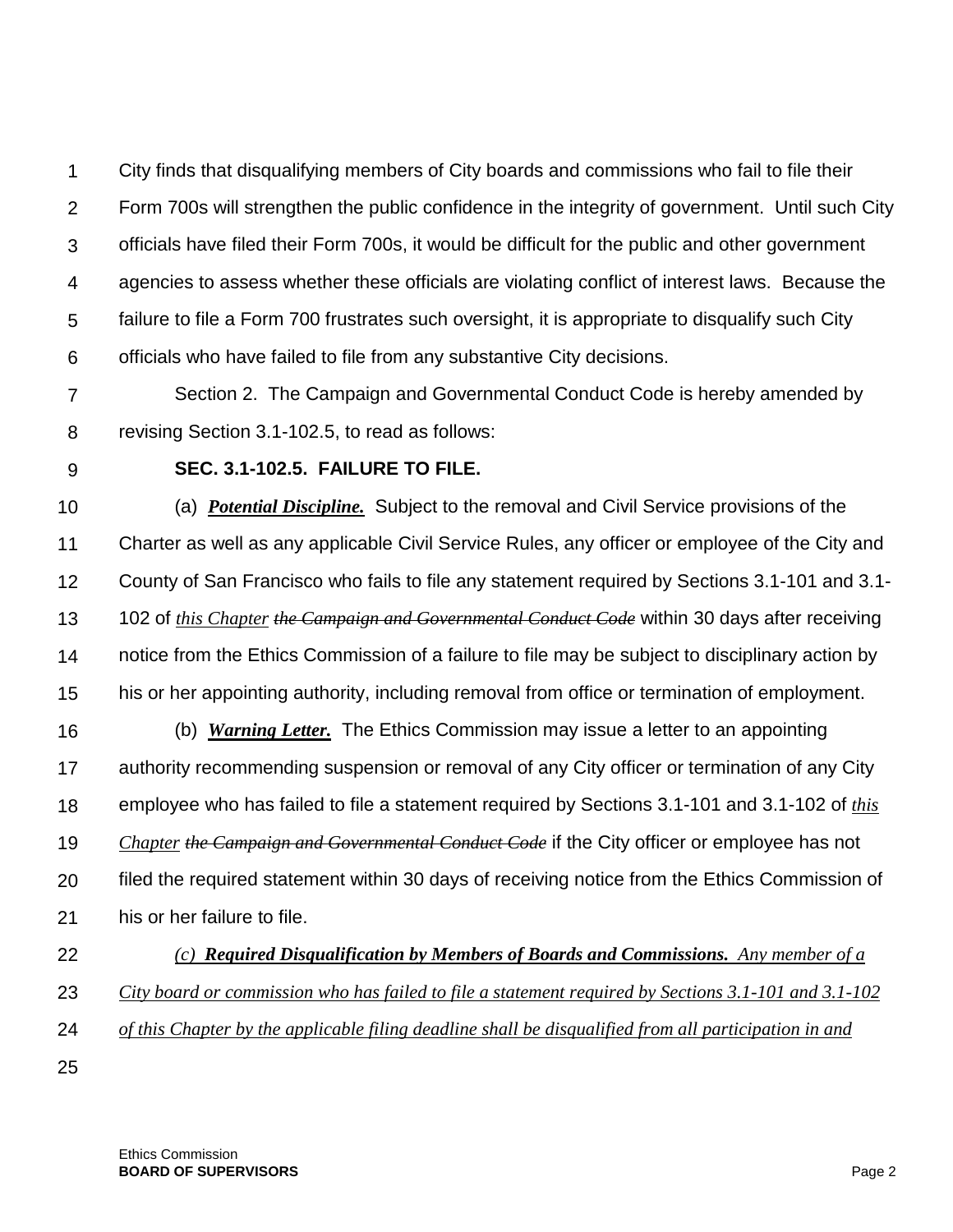City finds that disqualifying members of City boards and commissions who fail to file their Form 700s will strengthen the public confidence in the integrity of government. Until such City officials have filed their Form 700s, it would be difficult for the public and other government agencies to assess whether these officials are violating conflict of interest laws. Because the failure to file a Form 700 frustrates such oversight, it is appropriate to disqualify such City officials who have failed to file from any substantive City decisions.

Section 2. The Campaign and Governmental Conduct Code is hereby amended by revising Section 3.1-102.5, to read as follows:

**SEC. 3.1-102.5. FAILURE TO FILE.**

(a) ***Potential Discipline.*** Subject to the removal and Civil Service provisions of the Charter as well as any applicable Civil Service Rules, any officer or employee of the City and County of San Francisco who fails to file any statement required by Sections 3.1-101 and 3.1-102 of *this Chapter* ~~*the Campaign and Governmental Conduct Code*~~ within 30 days after receiving notice from the Ethics Commission of a failure to file may be subject to disciplinary action by his or her appointing authority, including removal from office or termination of employment.

(b) ***Warning Letter.*** The Ethics Commission may issue a letter to an appointing authority recommending suspension or removal of any City officer or termination of any City employee who has failed to file a statement required by Sections 3.1-101 and 3.1-102 of *this Chapter* ~~*the Campaign and Governmental Conduct Code*~~ if the City officer or employee has not filed the required statement within 30 days of receiving notice from the Ethics Commission of his or her failure to file.

*(c) **Required Disqualification by Members of Boards and Commissions.** Any member of a City board or commission who has failed to file a statement required by Sections 3.1-101 and 3.1-102 of this Chapter by the applicable filing deadline shall be disqualified from all participation in and*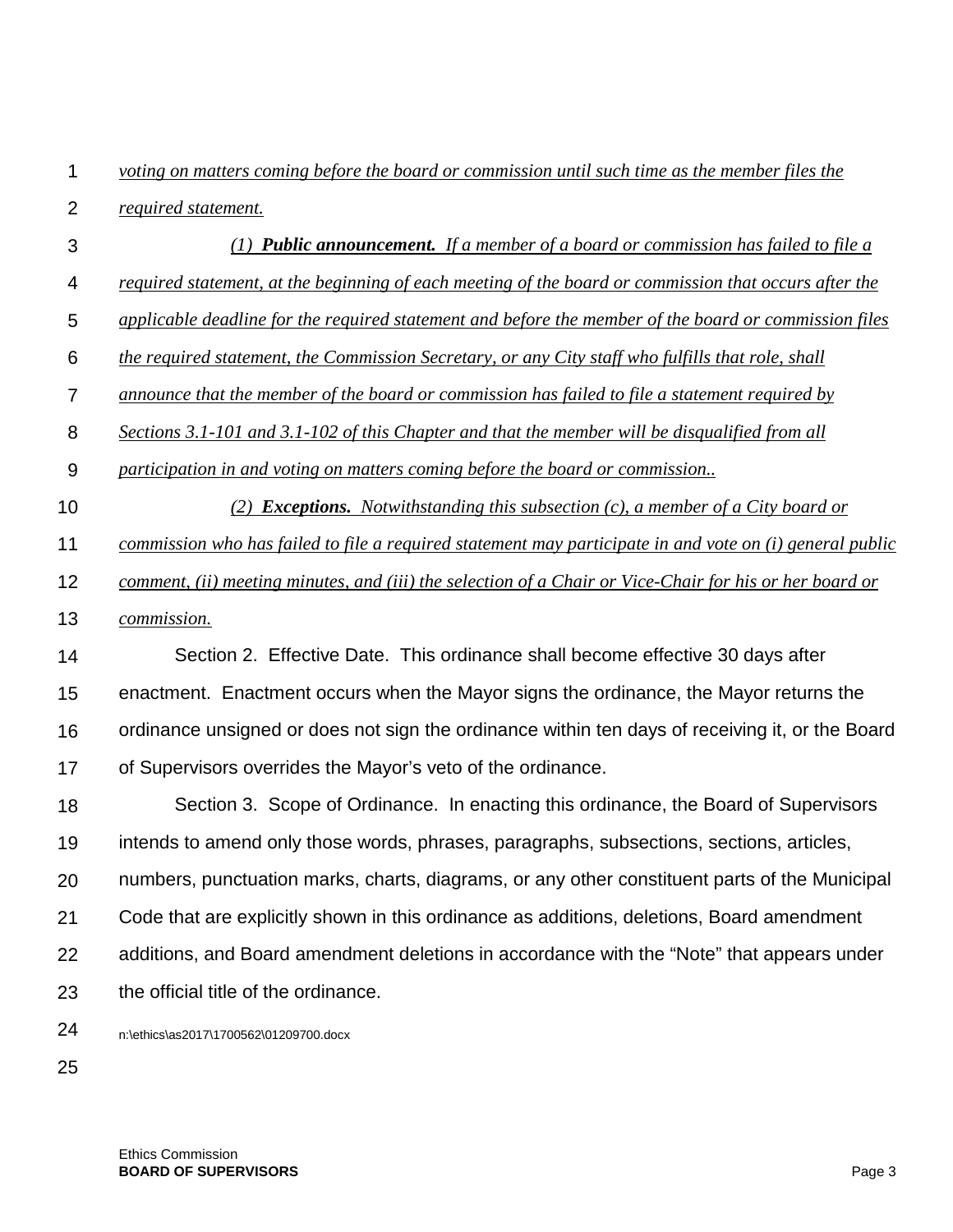*voting on matters coming before the board or commission until such time as the member files the required statement.*

*(1) **Public announcement.** If a member of a board or commission has failed to file a required statement, at the beginning of each meeting of the board or commission that occurs after the applicable deadline for the required statement and before the member of the board or commission files the required statement, the Commission Secretary, or any City staff who fulfills that role, shall announce that the member of the board or commission has failed to file a statement required by Sections 3.1-101 and 3.1-102 of this Chapter and that the member will be disqualified from all participation in and voting on matters coming before the board or commission..*

*(2) **Exceptions.** Notwithstanding this subsection (c), a member of a City board or commission who has failed to file a required statement may participate in and vote on (i) general public comment, (ii) meeting minutes, and (iii) the selection of a Chair or Vice-Chair for his or her board or commission.*

Section 2. Effective Date. This ordinance shall become effective 30 days after enactment. Enactment occurs when the Mayor signs the ordinance, the Mayor returns the ordinance unsigned or does not sign the ordinance within ten days of receiving it, or the Board of Supervisors overrides the Mayor's veto of the ordinance.

Section 3. Scope of Ordinance. In enacting this ordinance, the Board of Supervisors intends to amend only those words, phrases, paragraphs, subsections, sections, articles, numbers, punctuation marks, charts, diagrams, or any other constituent parts of the Municipal Code that are explicitly shown in this ordinance as additions, deletions, Board amendment additions, and Board amendment deletions in accordance with the "Note" that appears under the official title of the ordinance.

n:\ethics\as2017\1700562\01209700.docx